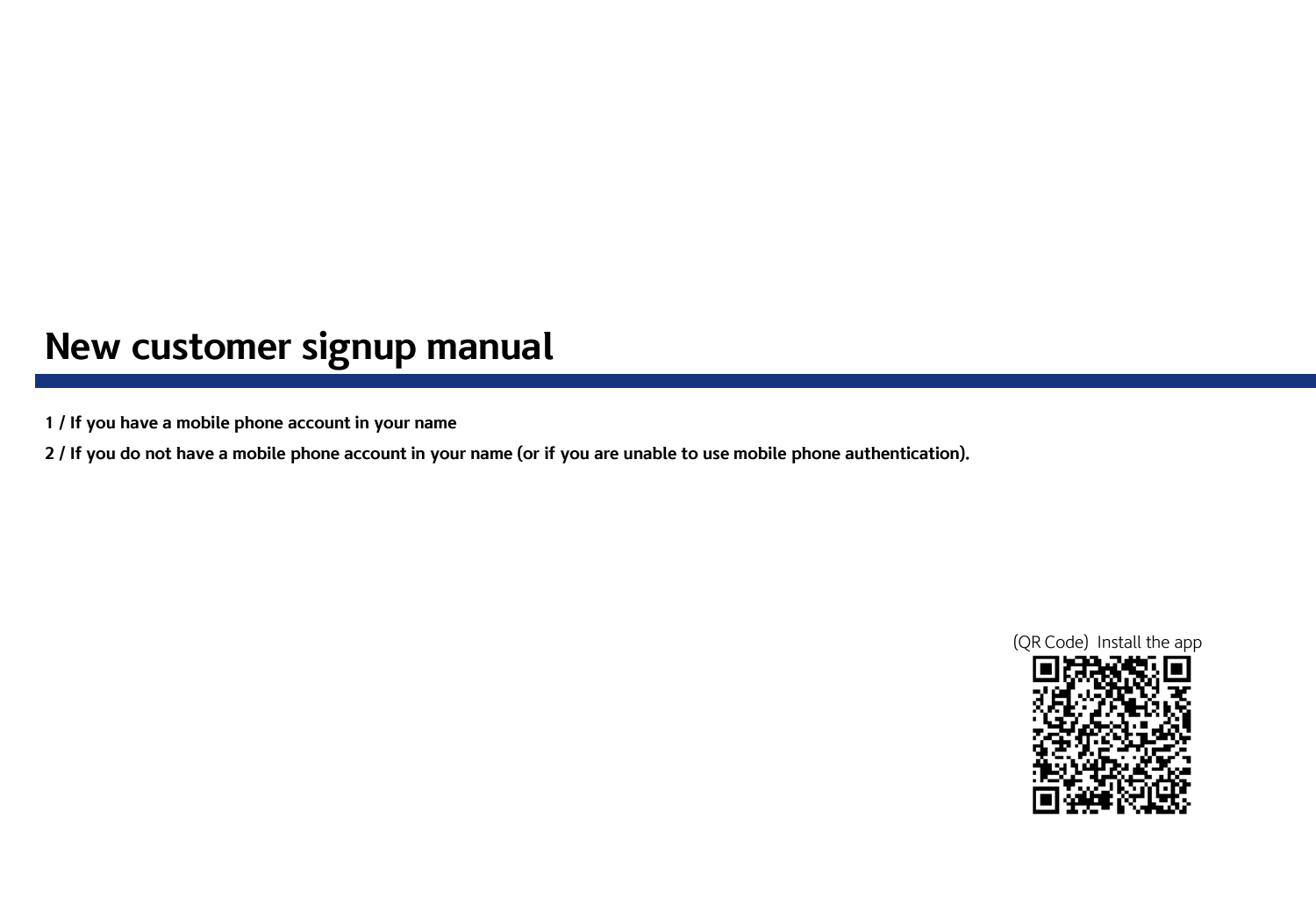# New customer signup manual

**1 / If you have a mobile phone account in your name**

**2 / If you do not have a mobile phone account in your name (or if you are unable to use mobile phone authentication).**

(QR Code) Install the app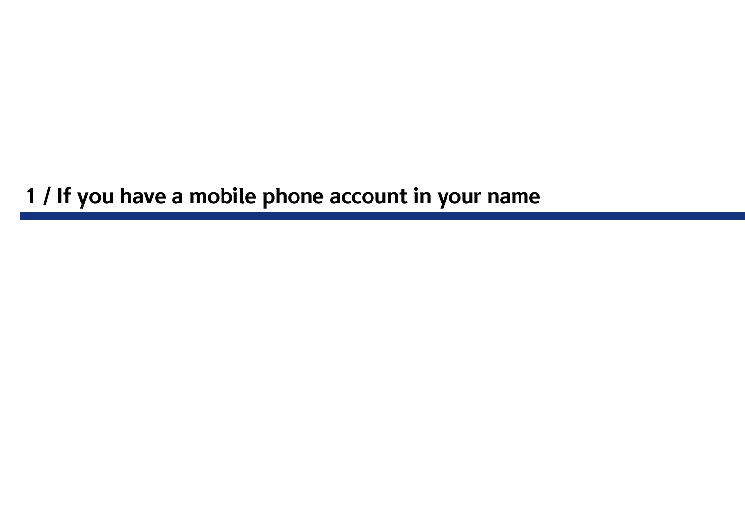# 1 / If you have a mobile phone account in your name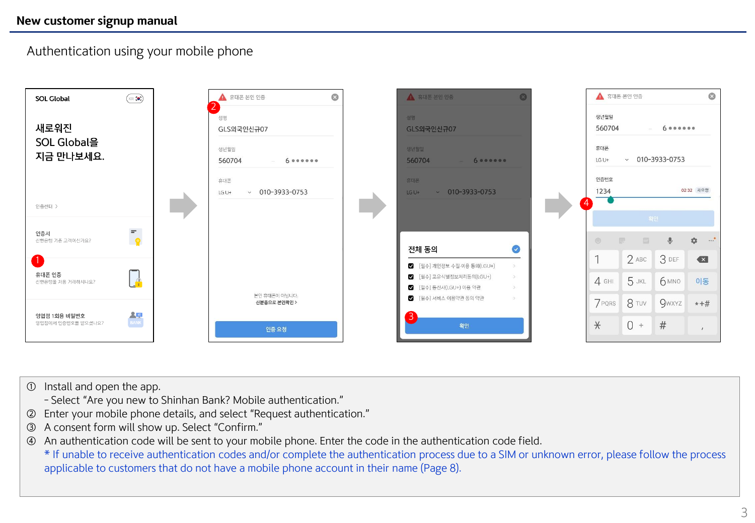# New customer signup manual

## Authentication using your mobile phone

SOL Global

새로워진
SOL Global을
지금 만나보세요.

인증센터 >

인증서
신한은행 기존 고객이신가요?

① 휴대폰 인증
신한은행을 처음 거래하시나요?

영업점 1회용 비밀번호
영업점에서 인증번호를 받으셨나요?

② 휴대폰 본인 인증

성명
GLS외국인신규07

생년월일
560704 - 6 ●●●●●●

휴대폰
LG U+ 010-3933-0753

본인 휴대폰이 아닙니다.
신분증으로 본인확인 >

인증 요청

휴대폰 본인 인증

전체 동의

- [필수] 개인정보 수집·이용 동의(LGU+)
- [필수] 고유식별정보처리동의(LGU+)
- [필수] 통신사(LGU+) 이용 약관
- [필수] 서비스 이용약관 동의 약관

③ 확인

휴대폰 본인 인증

생년월일
560704 - 6 ●●●●●●

휴대폰
LG U+ 010-3933-0753

인증번호
④ 1234 02:32 재요청

확인

① Install and open the app.
- Select "Are you new to Shinhan Bank? Mobile authentication."

② Enter your mobile phone details, and select "Request authentication."

③ A consent form will show up. Select "Confirm."

④ An authentication code will be sent to your mobile phone. Enter the code in the authentication code field.
* If unable to receive authentication codes and/or complete the authentication process due to a SIM or unknown error, please follow the process applicable to customers that do not have a mobile phone account in their name (Page 8).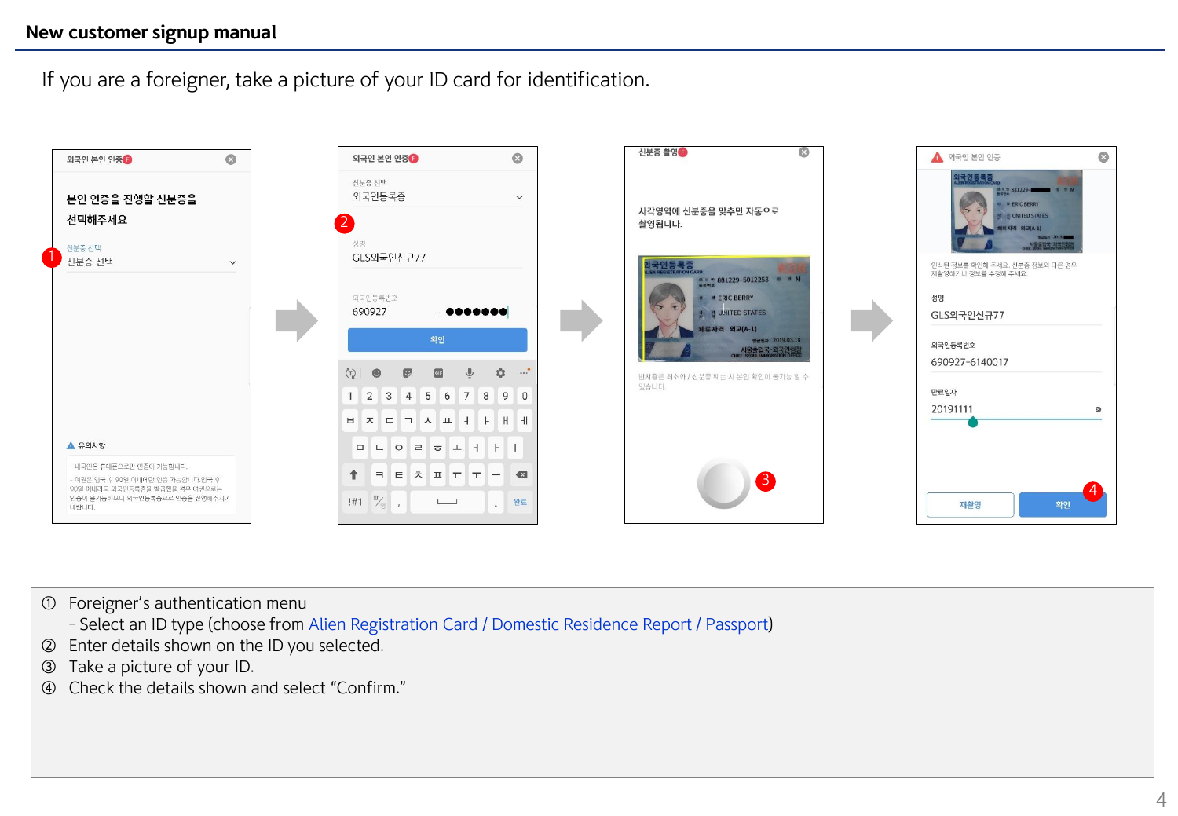## New customer signup manual

If you are a foreigner, take a picture of your ID card for identification.

① Foreigner's authentication menu
 - Select an ID type (choose from Alien Registration Card / Domestic Residence Report / Passport)
② Enter details shown on the ID you selected.
③ Take a picture of your ID.
④ Check the details shown and select "Confirm."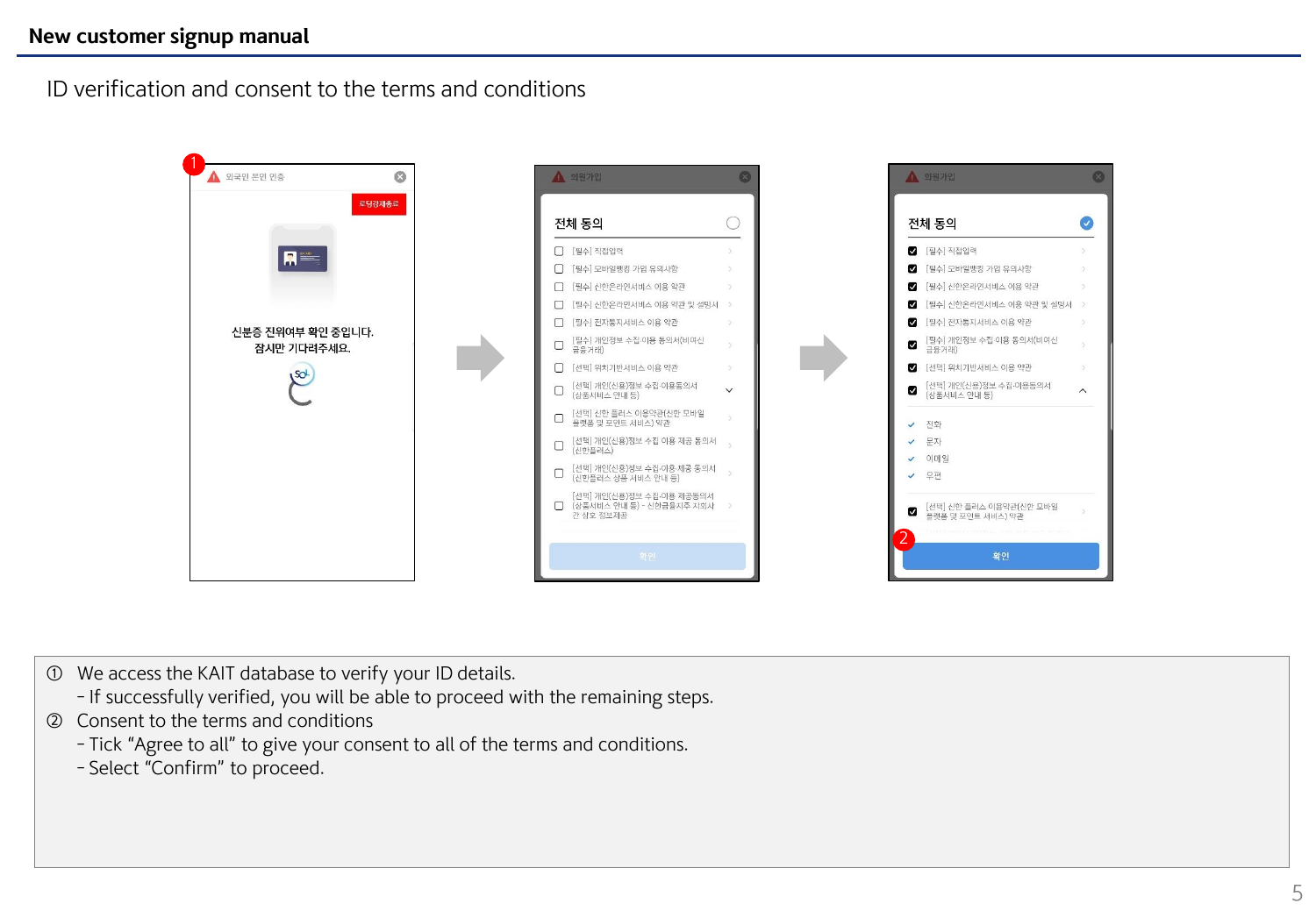## New customer signup manual

ID verification and consent to the terms and conditions

① We access the KAIT database to verify your ID details.
- If successfully verified, you will be able to proceed with the remaining steps.

② Consent to the terms and conditions
- Tick “Agree to all” to give your consent to all of the terms and conditions.
- Select “Confirm” to proceed.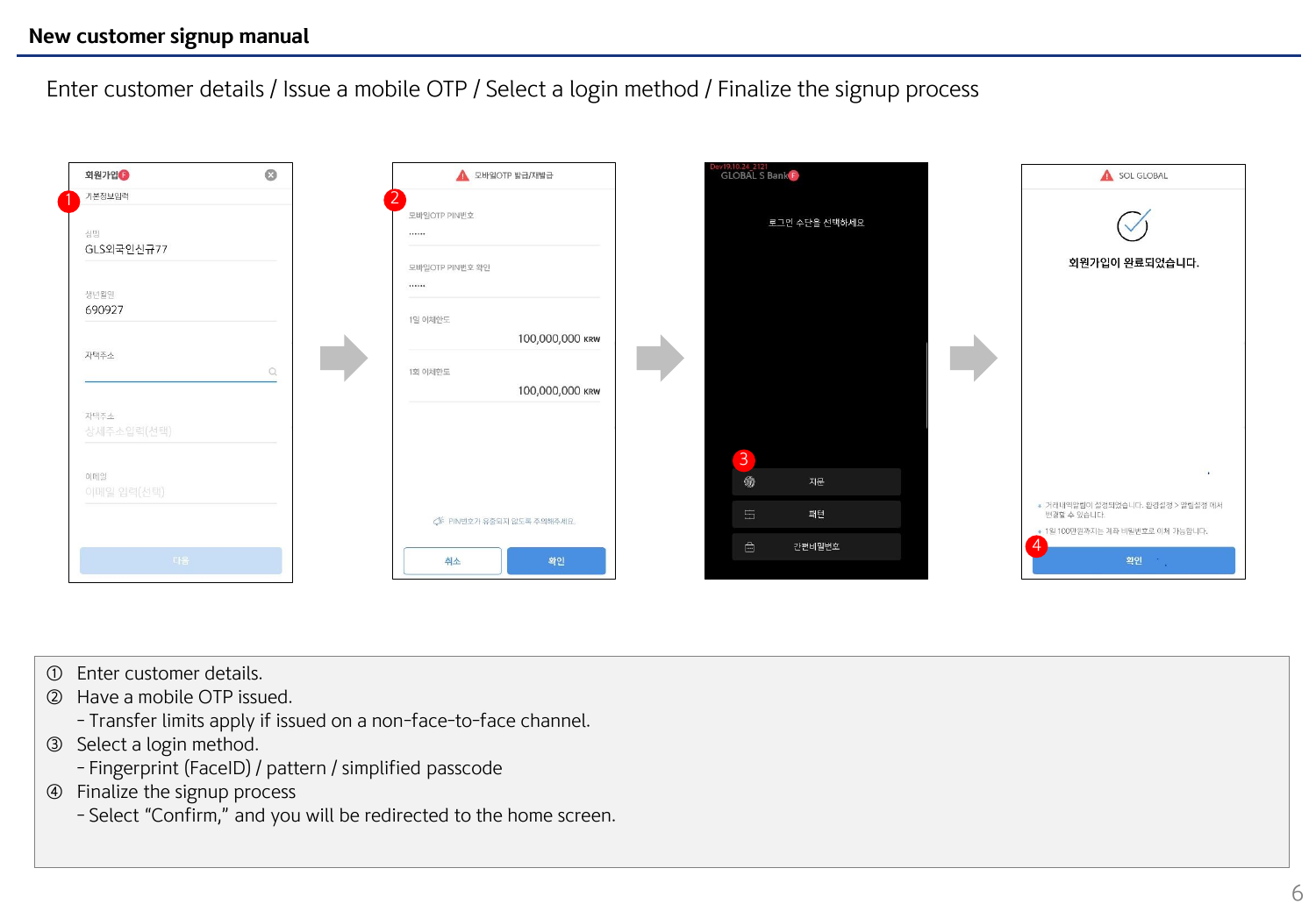# New customer signup manual

Enter customer details / Issue a mobile OTP / Select a login method / Finalize the signup process

① Enter customer details.

② Have a mobile OTP issued.
   - Transfer limits apply if issued on a non-face-to-face channel.

③ Select a login method.
   - Fingerprint (FaceID) / pattern / simplified passcode

④ Finalize the signup process
   - Select "Confirm," and you will be redirected to the home screen.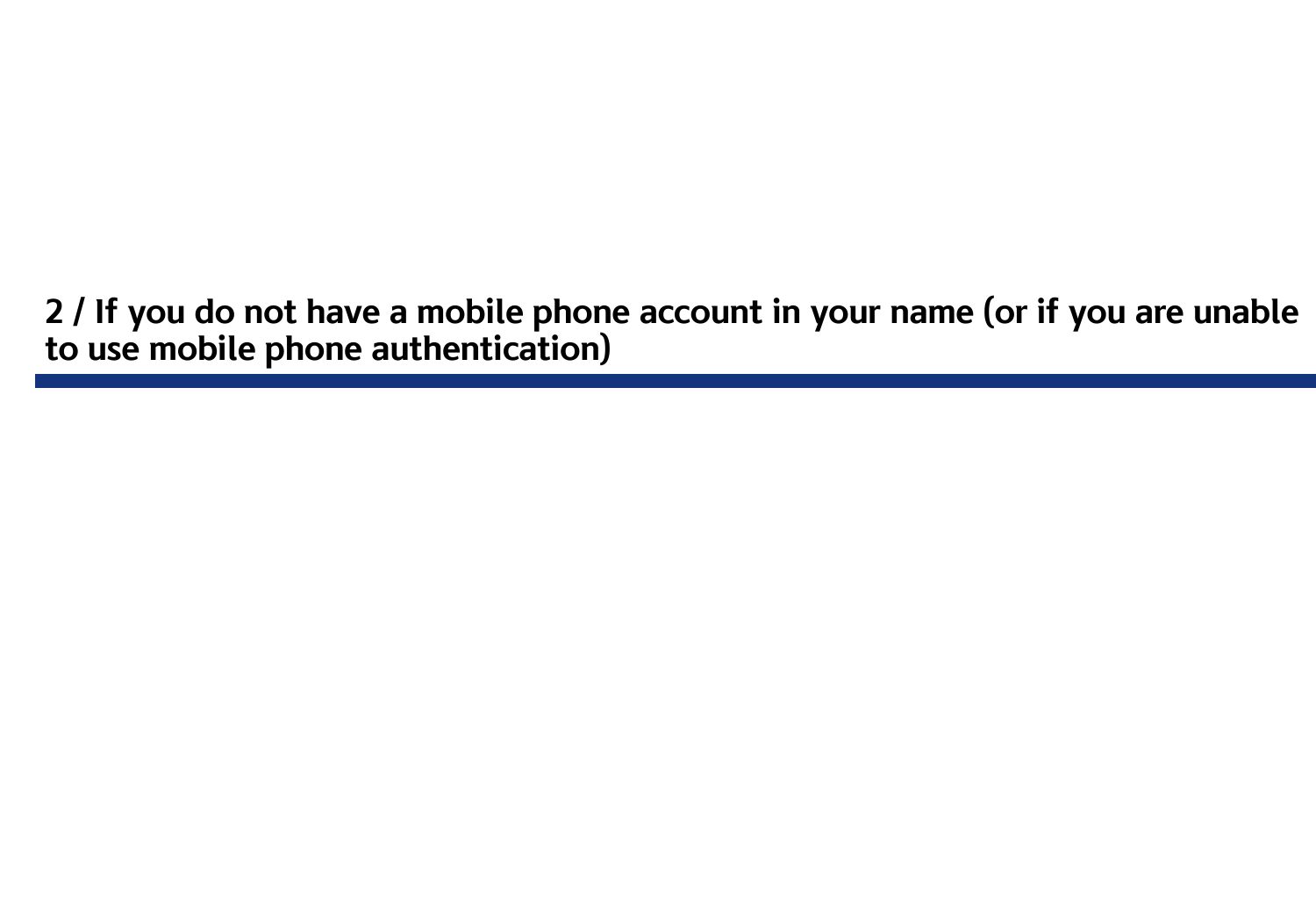## 2 / If you do not have a mobile phone account in your name (or if you are unable to use mobile phone authentication)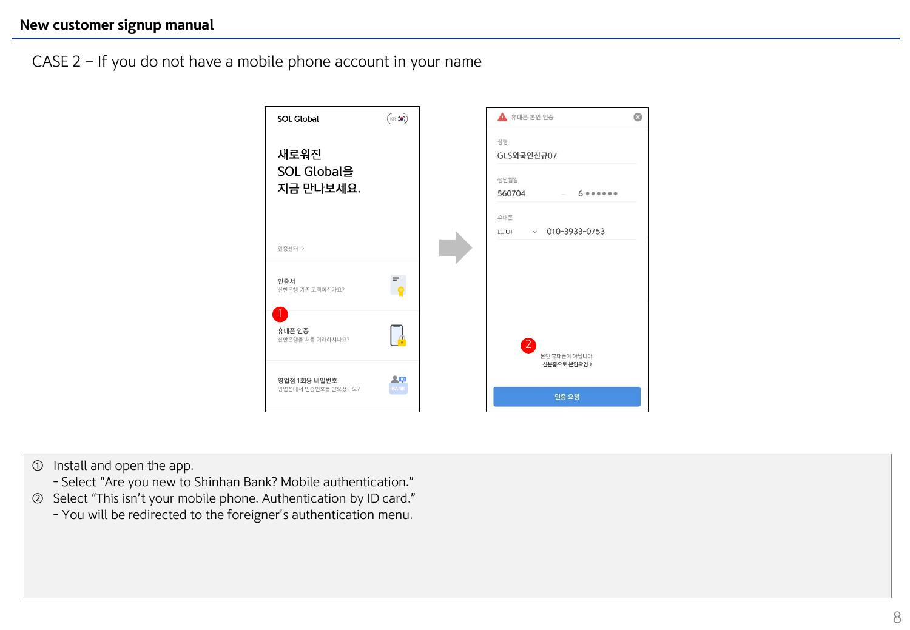## New customer signup manual

CASE 2 – If you do not have a mobile phone account in your name

SOL Global

새로워진
SOL Global을
지금 만나보세요.

인증센터 >

인증서
신한은행 기존 고객이신가요?

① 휴대폰 인증
신한은행을 처음 거래하시나요?

영업점 1회용 비밀번호
영업점에서 인증번호를 받으셨나요?

휴대폰 본인 인증

성명
GLS외국인신규07

생년월일
560704 – 6 ●●●●●●

휴대폰
LG U+ 010-3933-0753

② 본인 휴대폰이 아닙니다.
신분증으로 본인확인 >

인증 요청

① Install and open the app.
 - Select "Are you new to Shinhan Bank? Mobile authentication."
② Select "This isn't your mobile phone. Authentication by ID card."
 - You will be redirected to the foreigner's authentication menu.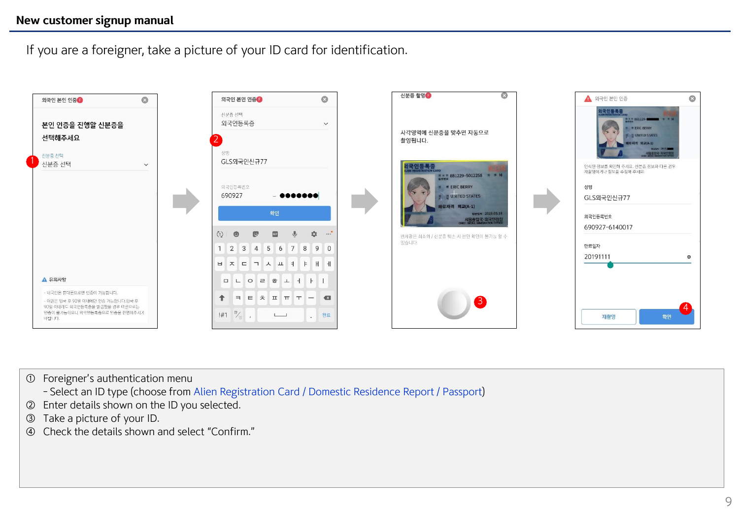## New customer signup manual

If you are a foreigner, take a picture of your ID card for identification.

① Foreigner's authentication menu
- Select an ID type (choose from Alien Registration Card / Domestic Residence Report / Passport)

② Enter details shown on the ID you selected.

③ Take a picture of your ID.

④ Check the details shown and select "Confirm."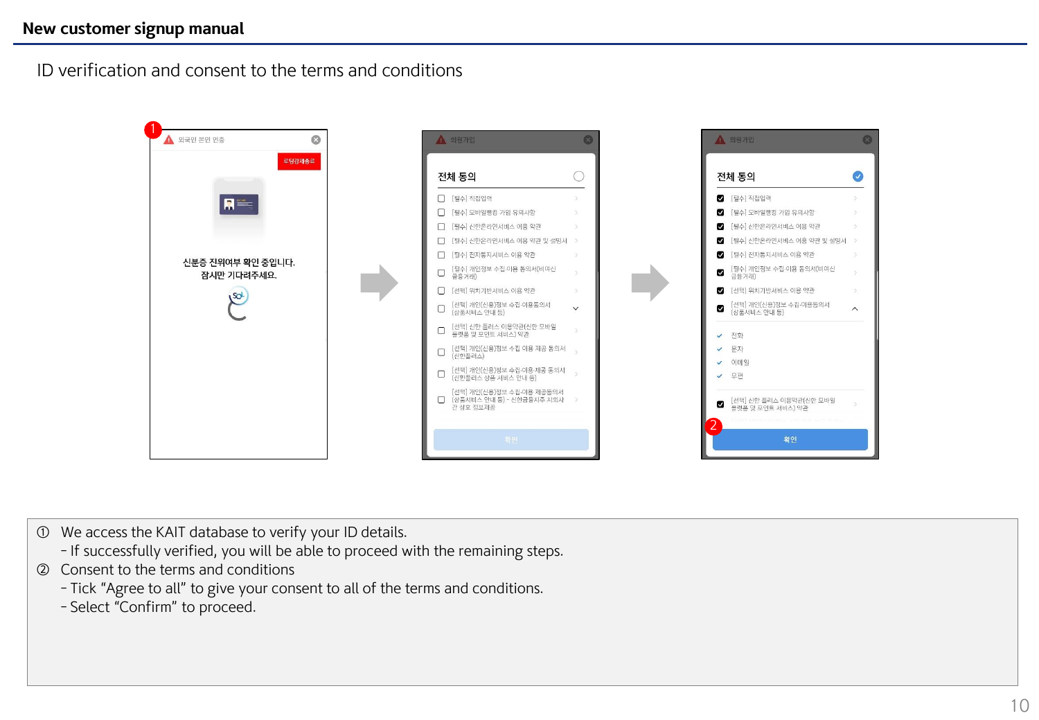## New customer signup manual

ID verification and consent to the terms and conditions

① We access the KAIT database to verify your ID details.
  - If successfully verified, you will be able to proceed with the remaining steps.

② Consent to the terms and conditions
  - Tick “Agree to all” to give your consent to all of the terms and conditions.
  - Select “Confirm” to proceed.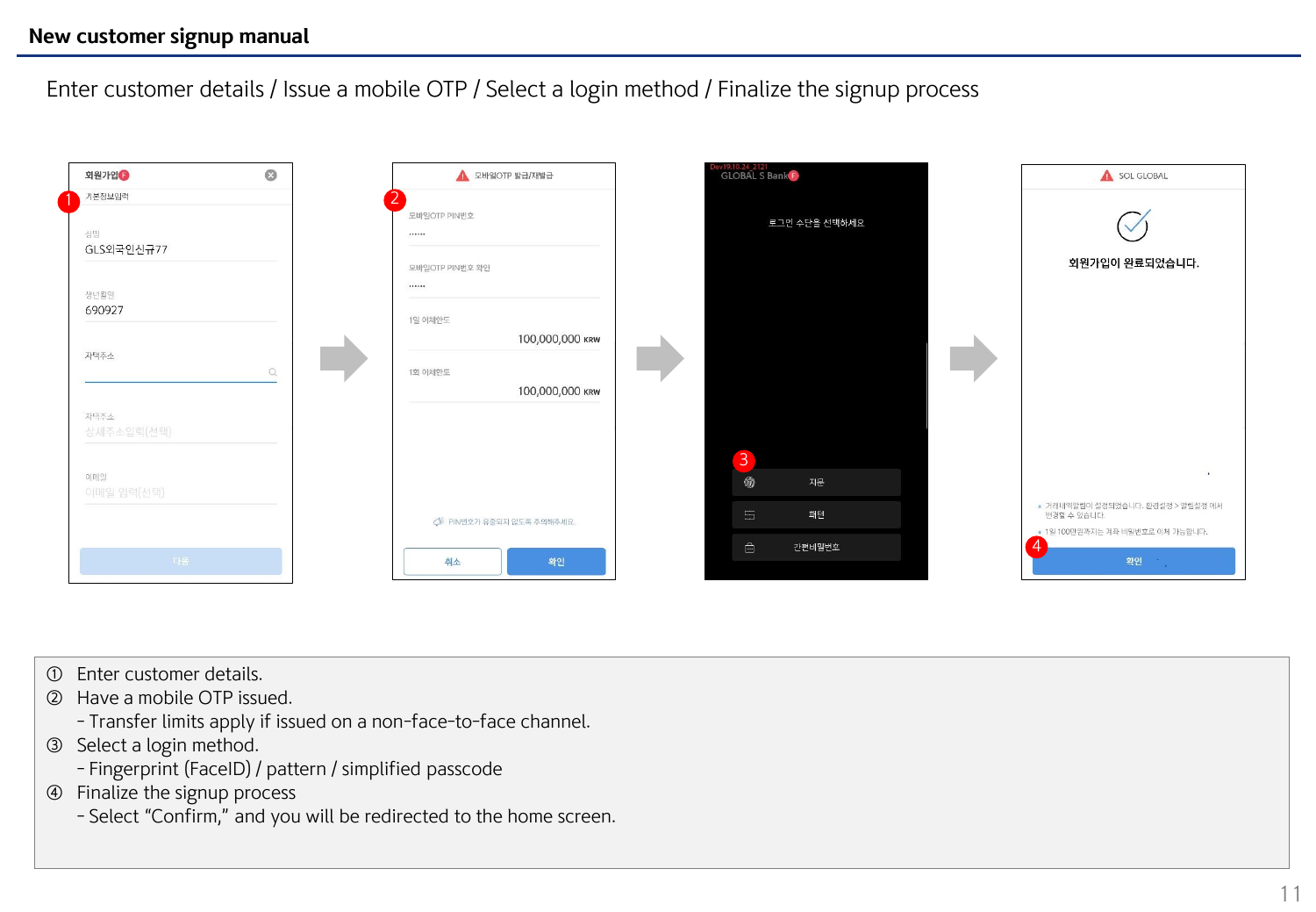# New customer signup manual

Enter customer details / Issue a mobile OTP / Select a login method / Finalize the signup process

회원가입
기본정보입력
성명
GLS외국인신규77
생년월일
690927
자택주소
자택주소
상세주소입력(선택)
이메일
이메일 입력(선택)
다음

모바일OTP 발급/재발급
모바일OTP PIN번호
모바일OTP PIN번호 확인
1일 이체한도
100,000,000 KRW
1회 이체한도
100,000,000 KRW
PIN번호가 유출되지 않도록 주의해주세요.
취소
확인

GLOBAL S Bank
로그인 수단을 선택하세요
지문
패턴
간편비밀번호

SOL GLOBAL
회원가입이 완료되었습니다.
확인

① Enter customer details.

② Have a mobile OTP issued.
- Transfer limits apply if issued on a non-face-to-face channel.

③ Select a login method.
- Fingerprint (FaceID) / pattern / simplified passcode

④ Finalize the signup process
- Select “Confirm,” and you will be redirected to the home screen.